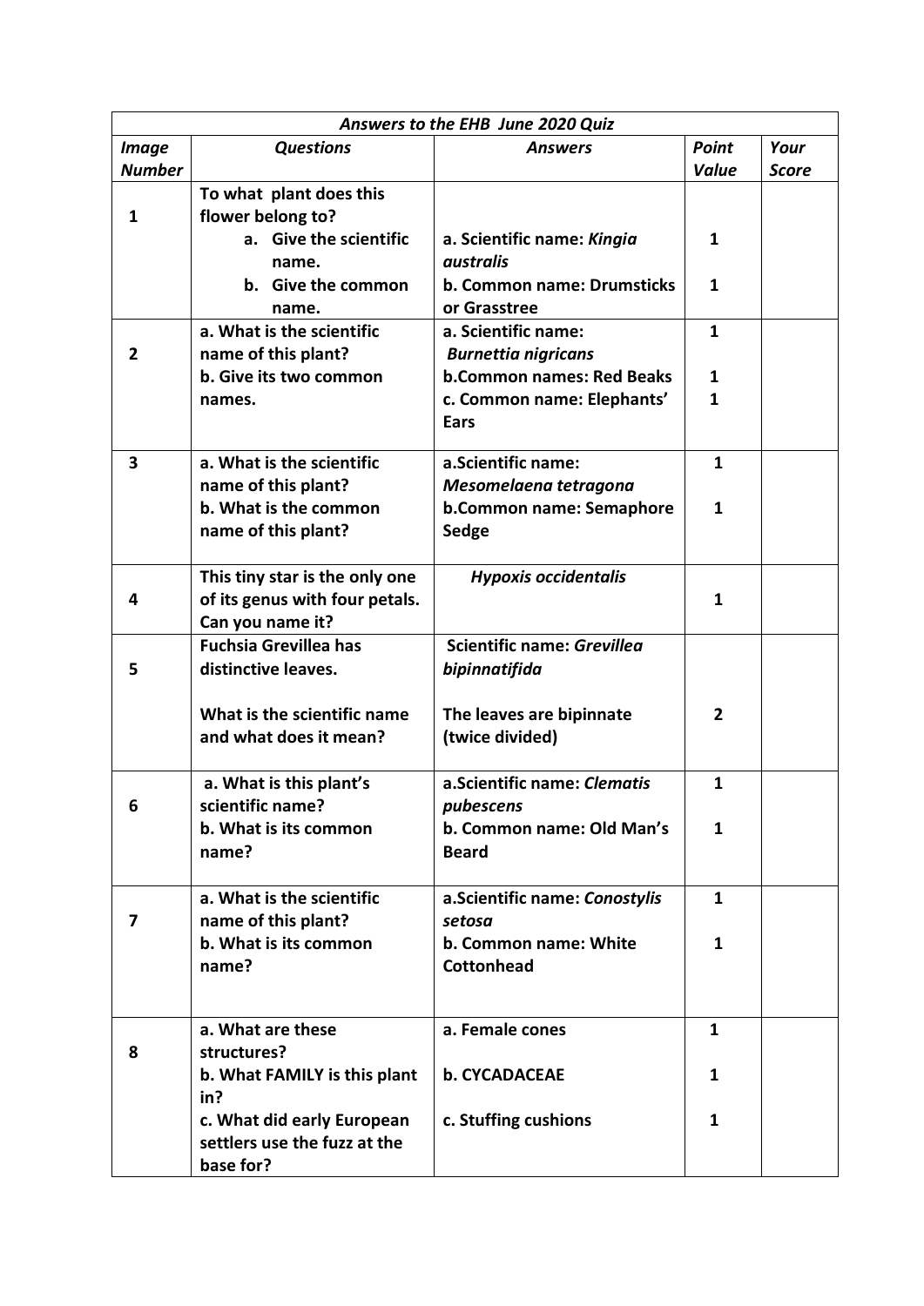| *Answers to the EHB June 2020 Quiz* | | | | |
|---|---|---|---|---|
| ***Image Number*** | ***Questions*** | ***Answers*** | ***Point Value*** | ***Your Score*** |
| **1** | **To what plant does this flower belong to?**<br>**a. Give the scientific name.**<br>**b. Give the common name.** | **a. Scientific name: *Kingia australis***<br>**b. Common name: Drumsticks or Grasstree** | **1**<br>**1** | |
| **2** | **a. What is the scientific name of this plant?**<br>**b. Give its two common names.** | **a. Scientific name: *Burnettia nigricans***<br>**b.Common names: Red Beaks**<br>**c. Common name: Elephants' Ears** | **1**<br>**1**<br>**1** | |
| **3** | **a. What is the scientific name of this plant?**<br>**b. What is the common name of this plant?** | **a.Scientific name: *Mesomelaena tetragona***<br>**b.Common name: Semaphore Sedge** | **1**<br>**1** | |
| **4** | **This tiny star is the only one of its genus with four petals. Can you name it?** | ***Hypoxis occidentalis*** | **1** | |
| **5** | **Fuchsia Grevillea has distinctive leaves.**<br><br>**What is the scientific name and what does it mean?** | **Scientific name: *Grevillea bipinnatifida***<br><br>**The leaves are bipinnate (twice divided)** | **2** | |
| **6** | **a. What is this plant's scientific name?**<br>**b. What is its common name?** | **a.Scientific name: *Clematis pubescens***<br>**b. Common name: Old Man's Beard** | **1**<br>**1** | |
| **7** | **a. What is the scientific name of this plant?**<br>**b. What is its common name?** | **a.Scientific name: *Conostylis setosa***<br>**b. Common name: White Cottonhead** | **1**<br>**1** | |
| **8** | **a. What are these structures?**<br>**b. What FAMILY is this plant in?**<br>**c. What did early European settlers use the fuzz at the base for?** | **a. Female cones**<br>**b. CYCADACEAE**<br>**c. Stuffing cushions** | **1**<br>**1**<br>**1** | |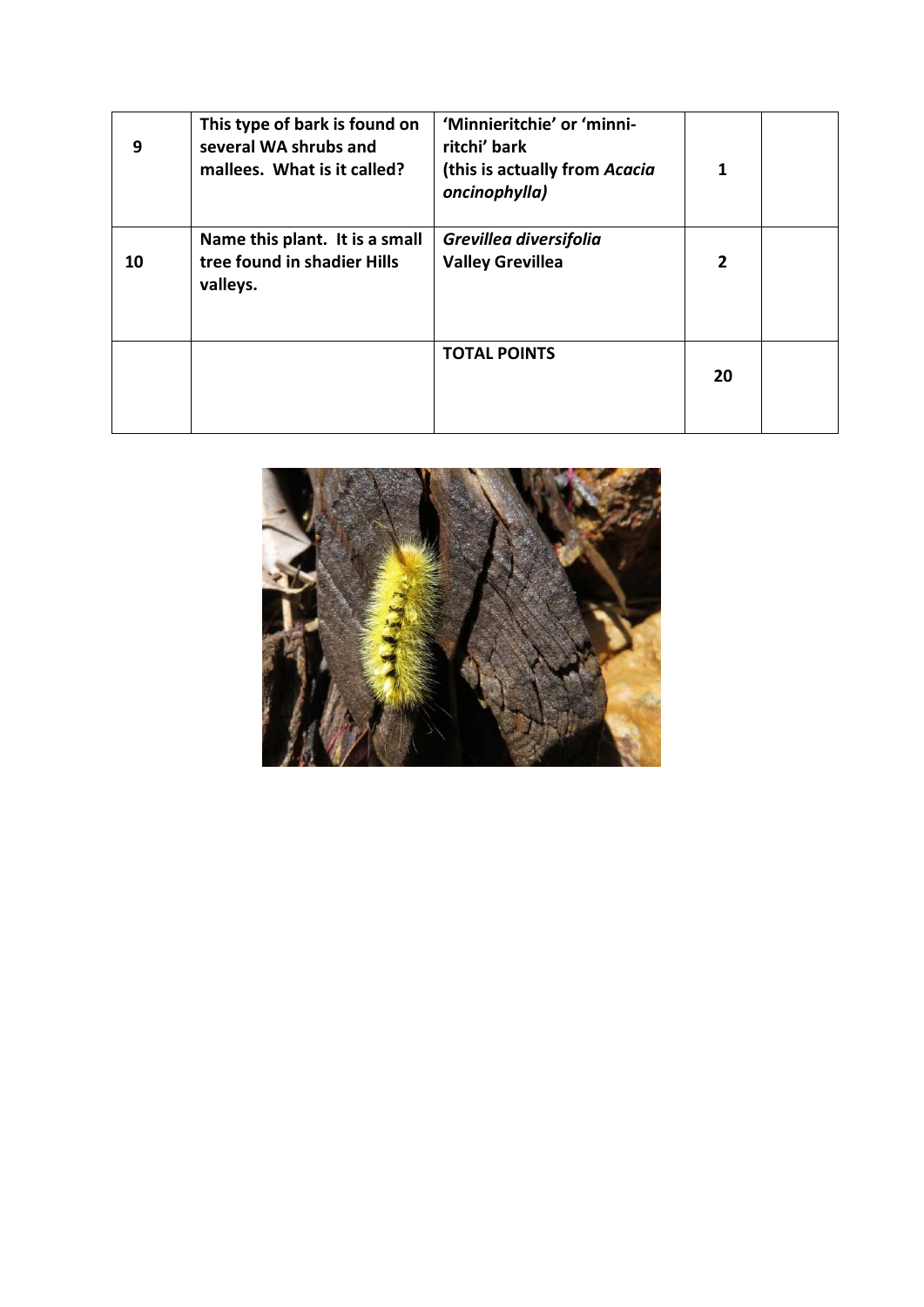| | | | | |
|---|---|---|---|---|
| **9** | **This type of bark is found on several WA shrubs and mallees. What is it called?** | **'Minnieritchie' or 'minni-ritchi' bark (this is actually from *Acacia oncinophylla*)** | **1** | |
| **10** | **Name this plant. It is a small tree found in shadier Hills valleys.** | ***Grevillea diversifolia* Valley Grevillea** | **2** | |
| | | **TOTAL POINTS** | **20** | |